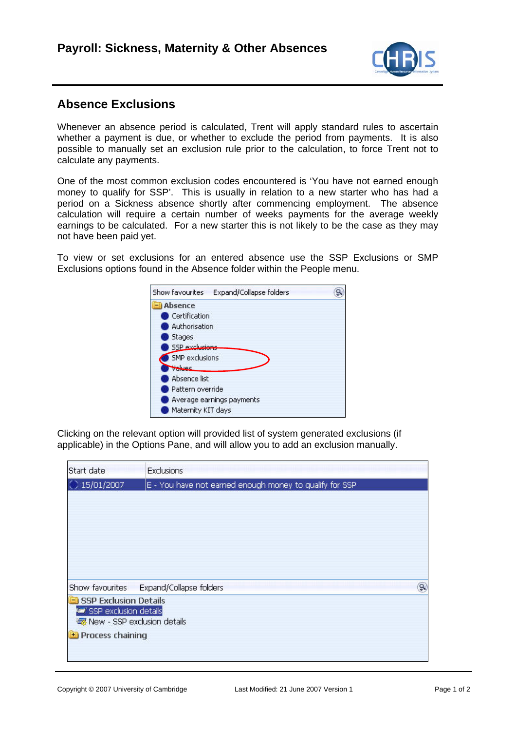## Absence Exclusions

Whenever an absence period is calculated, Trent will apply standard rules to ascertain whether a payment is due, or whether to exclude the period from payments. It is also possible to manually set an exclusion rule prior to the calculation, to force Trent not to calculate any payments.

One of the most common exclusion codes encountered is 'You have not earned enough money to qualify for SSP'. This is usually in relation to a new starter who has had a period on a Sickness absence shortly after commencing employment. The absence calculation will require a certain number of weeks payments for the average weekly earnings to be calculated. For a new starter this is not likely to be the case as they may not have been paid yet.

To view or set exclusions for an entered absence use the SSP Exclusions or SMP Exclusions options found in the Absence folder within the People menu.

Clicking on the relevant option will provided list of system generated exclusions (if applicable) in the Options Pane, and will allow you to add an exclusion manually.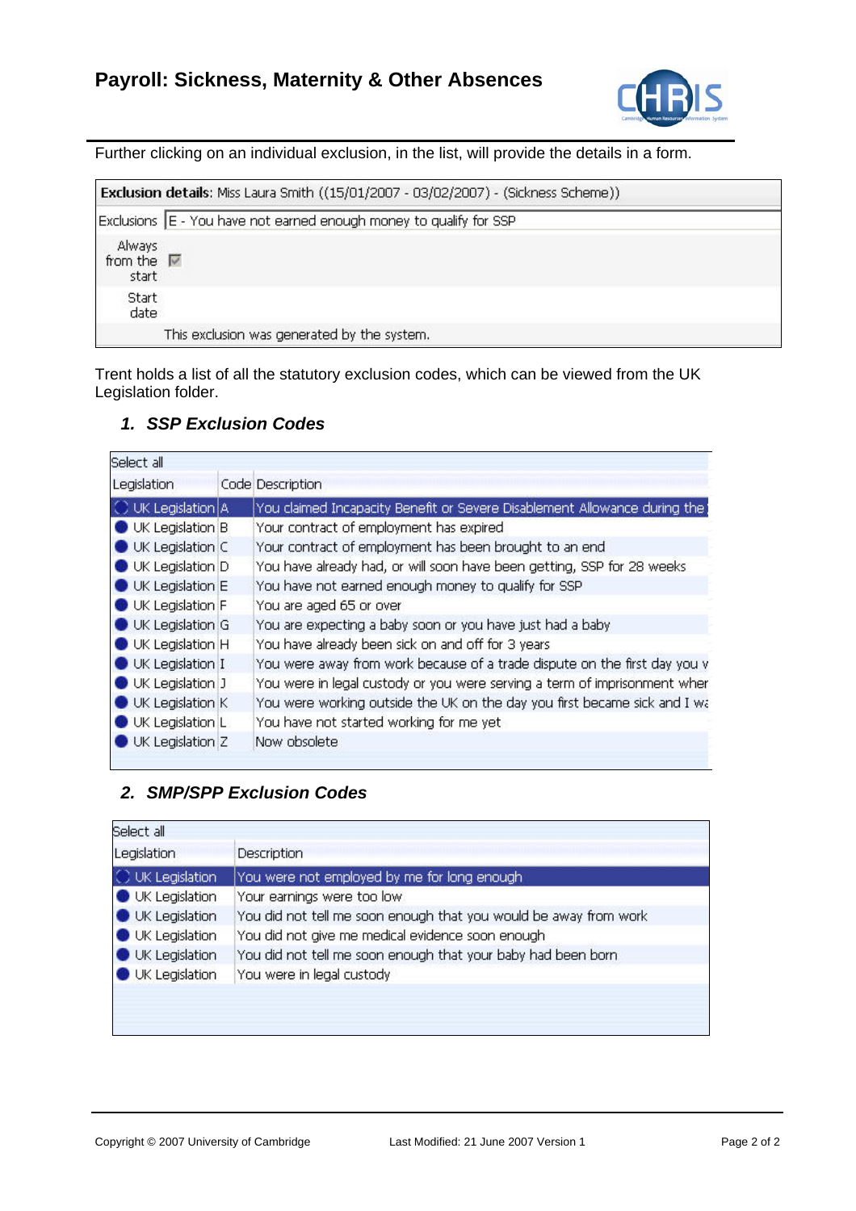# Payroll: Sickness, Maternity & Other Absences

Further clicking on an individual exclusion, in the list, will provide the details in a form.

| **Exclusion details**: Miss Laura Smith ((15/01/2007 - 03/02/2007) - (Sickness Scheme)) | |
|---|---|
| Exclusions | E - You have not earned enough money to qualify for SSP |
| Always from the start | ☑ |
| Start date | |
| | This exclusion was generated by the system. |

Trent holds a list of all the statutory exclusion codes, which can be viewed from the UK Legislation folder.

### 1. *SSP Exclusion Codes*

Select all

| Legislation | Code | Description |
|---|---|---|
| UK Legislation | A | You claimed Incapacity Benefit or Severe Disablement Allowance during the |
| UK Legislation | B | Your contract of employment has expired |
| UK Legislation | C | Your contract of employment has been brought to an end |
| UK Legislation | D | You have already had, or will soon have been getting, SSP for 28 weeks |
| UK Legislation | E | You have not earned enough money to qualify for SSP |
| UK Legislation | F | You are aged 65 or over |
| UK Legislation | G | You are expecting a baby soon or you have just had a baby |
| UK Legislation | H | You have already been sick on and off for 3 years |
| UK Legislation | I | You were away from work because of a trade dispute on the first day you v |
| UK Legislation | J | You were in legal custody or you were serving a term of imprisonment wher |
| UK Legislation | K | You were working outside the UK on the day you first became sick and I wa |
| UK Legislation | L | You have not started working for me yet |
| UK Legislation | Z | Now obsolete |

### 2. *SMP/SPP Exclusion Codes*

Select all

| Legislation | Description |
|---|---|
| UK Legislation | You were not employed by me for long enough |
| UK Legislation | Your earnings were too low |
| UK Legislation | You did not tell me soon enough that you would be away from work |
| UK Legislation | You did not give me medical evidence soon enough |
| UK Legislation | You did not tell me soon enough that your baby had been born |
| UK Legislation | You were in legal custody |

Copyright © 2007 University of Cambridge Last Modified: 21 June 2007 Version 1